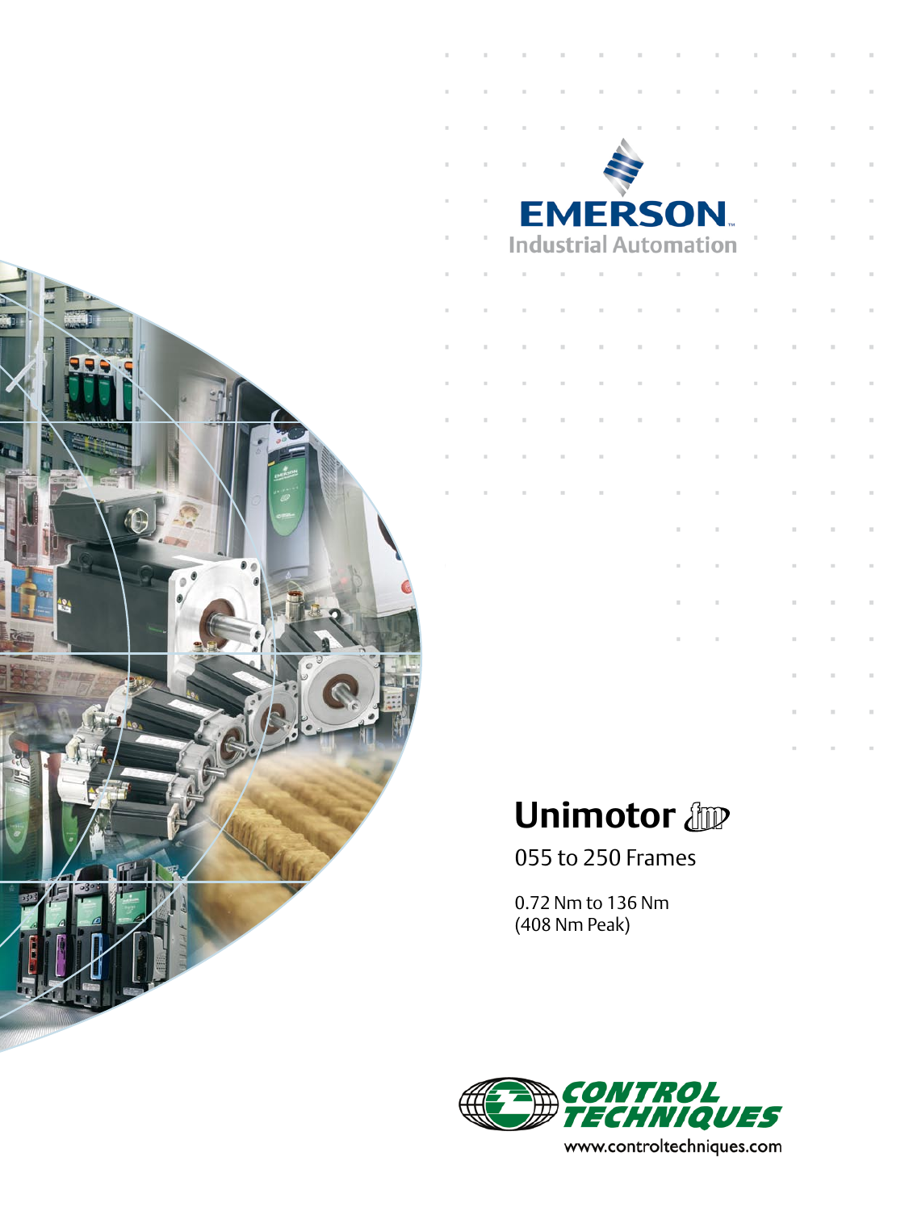EMERSON.

Industrial Automation

# Unimotor fm

055 to 250 Frames

0.72 Nm to 136 Nm
(408 Nm Peak)

CONTROL TECHNIQUES

www.controltechniques.com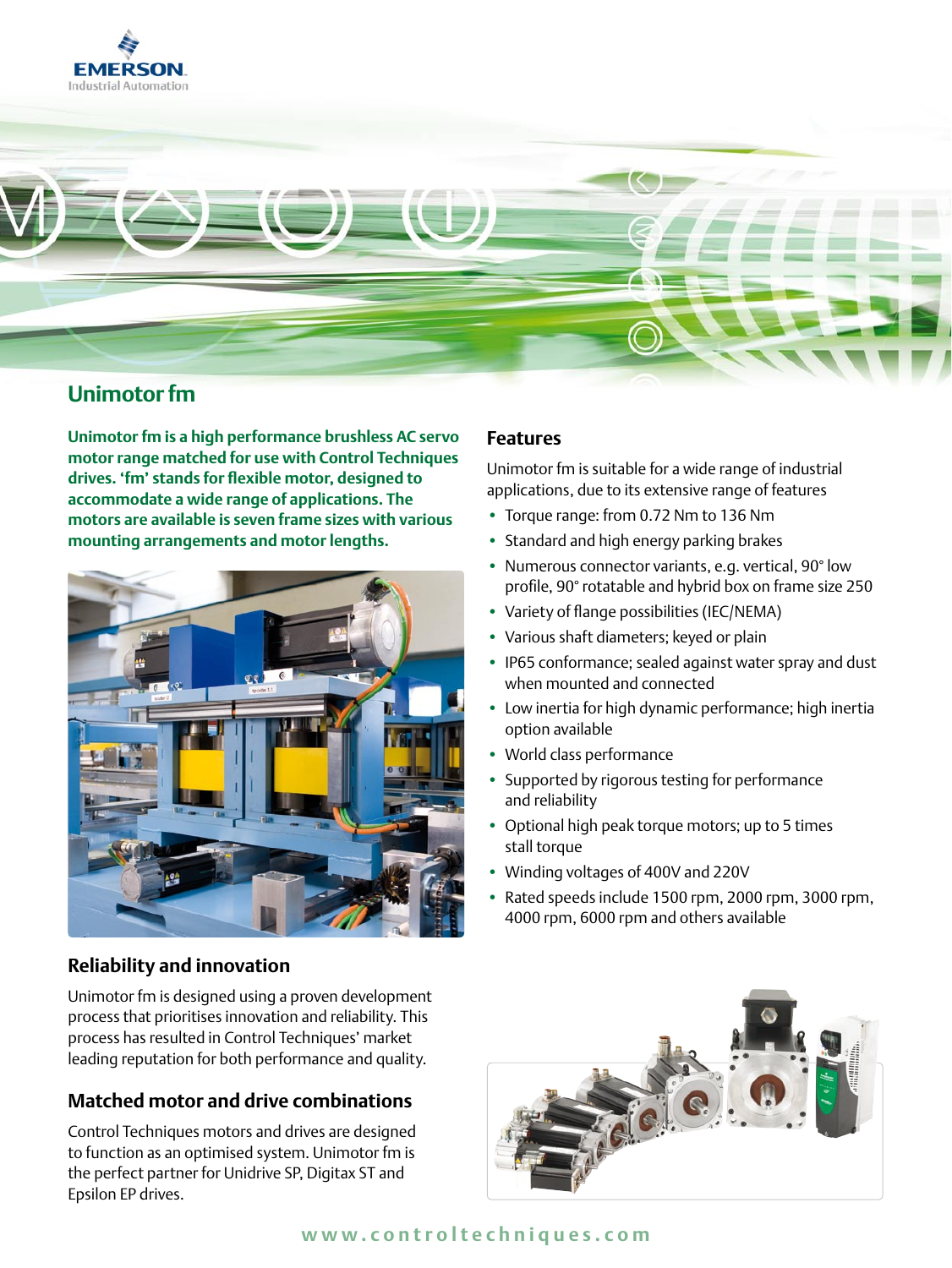# Unimotor fm

**Unimotor fm is a high performance brushless AC servo motor range matched for use with Control Techniques drives. 'fm' stands for flexible motor, designed to accommodate a wide range of applications. The motors are available is seven frame sizes with various mounting arrangements and motor lengths.**

## Reliability and innovation

Unimotor fm is designed using a proven development process that prioritises innovation and reliability. This process has resulted in Control Techniques' market leading reputation for both performance and quality.

## Matched motor and drive combinations

Control Techniques motors and drives are designed to function as an optimised system. Unimotor fm is the perfect partner for Unidrive SP, Digitax ST and Epsilon EP drives.

## Features

Unimotor fm is suitable for a wide range of industrial applications, due to its extensive range of features

- Torque range: from 0.72 Nm to 136 Nm
- Standard and high energy parking brakes
- Numerous connector variants, e.g. vertical, 90° low profile, 90° rotatable and hybrid box on frame size 250
- Variety of flange possibilities (IEC/NEMA)
- Various shaft diameters; keyed or plain
- IP65 conformance; sealed against water spray and dust when mounted and connected
- Low inertia for high dynamic performance; high inertia option available
- World class performance
- Supported by rigorous testing for performance and reliability
- Optional high peak torque motors; up to 5 times stall torque
- Winding voltages of 400V and 220V
- Rated speeds include 1500 rpm, 2000 rpm, 3000 rpm, 4000 rpm, 6000 rpm and others available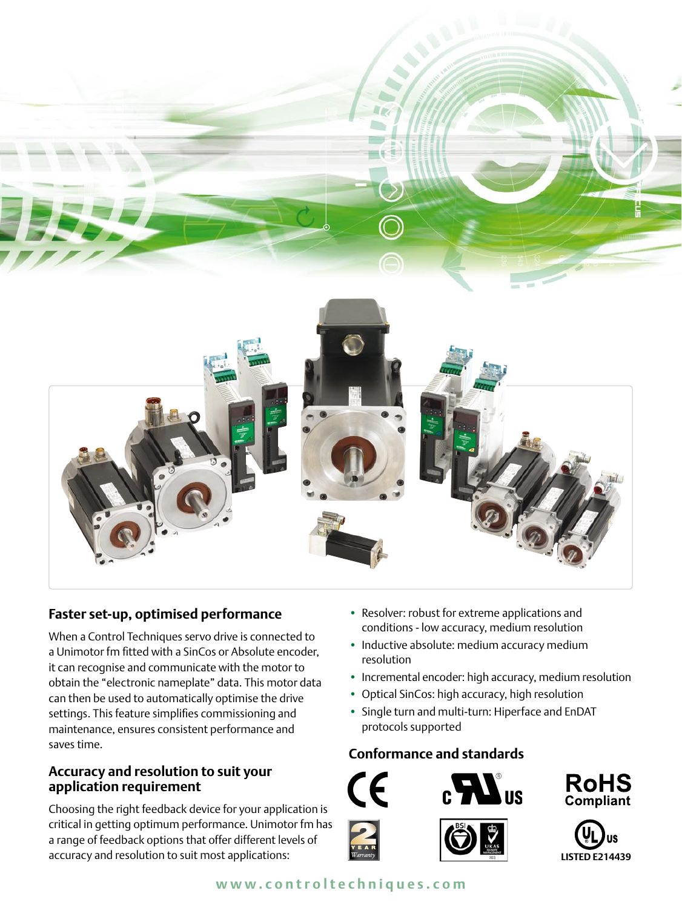## Faster set-up, optimised performance

When a Control Techniques servo drive is connected to a Unimotor fm fitted with a SinCos or Absolute encoder, it can recognise and communicate with the motor to obtain the "electronic nameplate" data. This motor data can then be used to automatically optimise the drive settings. This feature simplifies commissioning and maintenance, ensures consistent performance and saves time.

## Accuracy and resolution to suit your application requirement

Choosing the right feedback device for your application is critical in getting optimum performance. Unimotor fm has a range of feedback options that offer different levels of accuracy and resolution to suit most applications:

- Resolver: robust for extreme applications and conditions - low accuracy, medium resolution
- Inductive absolute: medium accuracy medium resolution
- Incremental encoder: high accuracy, medium resolution
- Optical SinCos: high accuracy, high resolution
- Single turn and multi-turn: Hiperface and EnDAT protocols supported

## Conformance and standards

CE

c UL US

RoHS Compliant

2 YEAR Warranty

BSI UKAS QUALITY MANAGEMENT 003

UL US LISTED E214439

www.controltechniques.com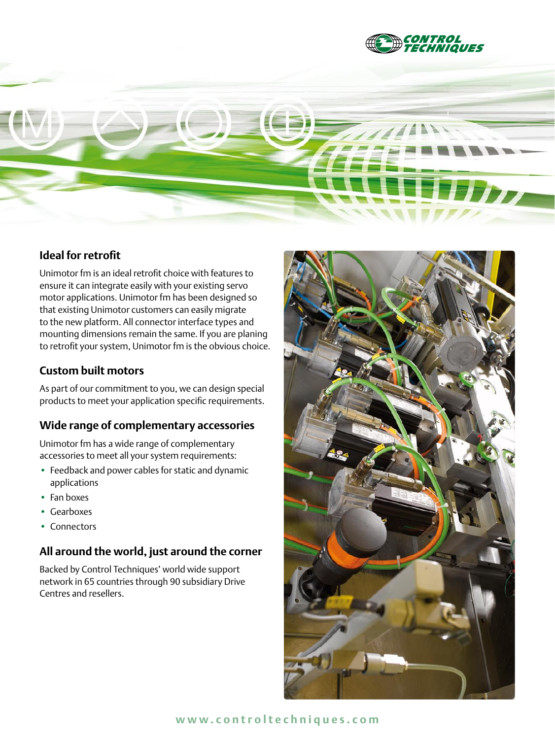## Ideal for retrofit

Unimotor fm is an ideal retrofit choice with features to ensure it can integrate easily with your existing servo motor applications. Unimotor fm has been designed so that existing Unimotor customers can easily migrate to the new platform. All connector interface types and mounting dimensions remain the same. If you are planing to retrofit your system, Unimotor fm is the obvious choice.

## Custom built motors

As part of our commitment to you, we can design special products to meet your application specific requirements.

## Wide range of complementary accessories

Unimotor fm has a wide range of complementary accessories to meet all your system requirements:

- Feedback and power cables for static and dynamic applications
- Fan boxes
- Gearboxes
- Connectors

## All around the world, just around the corner

Backed by Control Techniques' world wide support network in 65 countries through 90 subsidiary Drive Centres and resellers.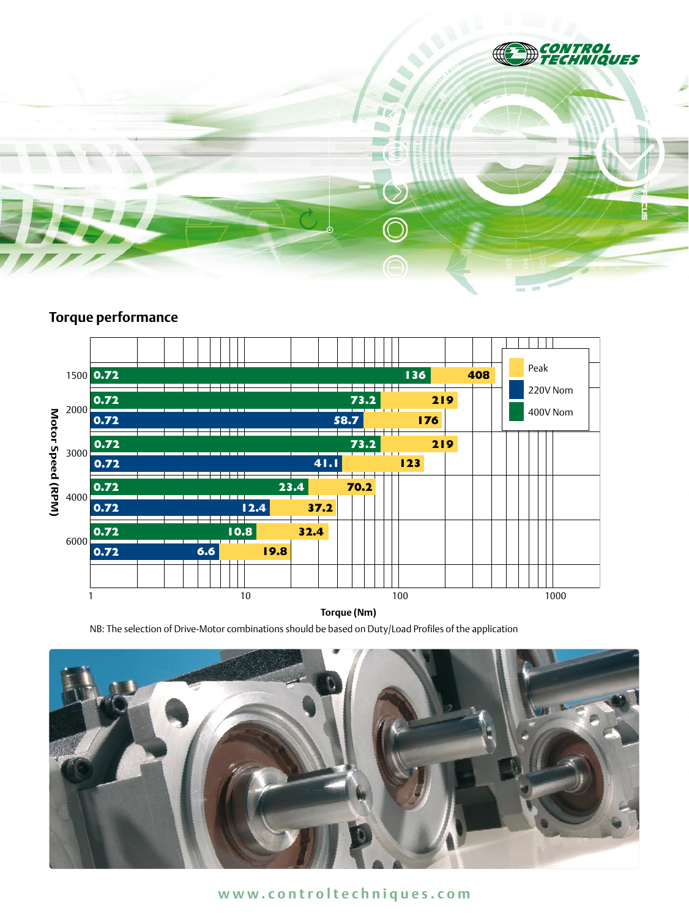## Torque performance

| Motor Speed (RPM) | Supply | Min (Nm) | Nom (Nm) | Peak (Nm) |
|---|---|---|---|---|
| 1500 | 400V Nom | 0.72 | 136 | 408 |
| 2000 | 400V Nom | 0.72 | 73.2 | 219 |
| 2000 | 220V Nom | 0.72 | 58.7 | 176 |
| 3000 | 400V Nom | 0.72 | 73.2 | 219 |
| 3000 | 220V Nom | 0.72 | 41.1 | 123 |
| 4000 | 400V Nom | 0.72 | 23.4 | 70.2 |
| 4000 | 220V Nom | 0.72 | 12.4 | 37.2 |
| 6000 | 400V Nom | 0.72 | 10.8 | 32.4 |
| 6000 | 220V Nom | 0.72 | 6.6 | 19.8 |

Torque (Nm)

NB: The selection of Drive-Motor combinations should be based on Duty/Load Profiles of the application

www.controltechniques.com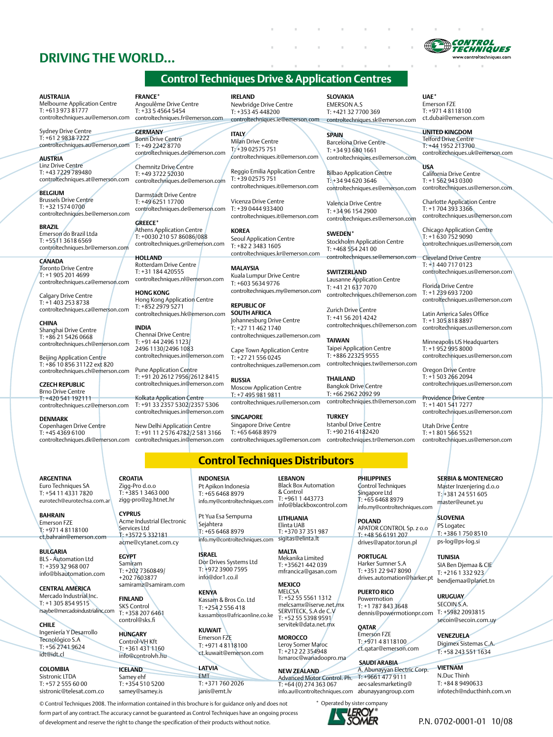# DRIVING THE WORLD...

CONTROL TECHNIQUES
www.controltechniques.com

## Control Techniques Drive & Application Centres

**AUSTRALIA**
Melbourne Application Centre
T: +613 973 81777
controltechniques.au@emerson.com

Sydney Drive Centre
T: +61 2 9838 7222
controltechniques.au@emerson.com

**AUSTRIA**
Linz Drive Centre
T: +43 7229 789480
controltechniques.at@emerson.com

**BELGIUM**
Brussels Drive Centre
T: +32 1574 0700
controltechniques.be@emerson.com

**BRAZIL**
Emerson do Brazil Ltda
T: +5511 3618 6569
controltechniques.br@emerson.com

**CANADA**
Toronto Drive Centre
T: +1 905 201 4699
controltechniques.ca@emerson.com

Calgary Drive Centre
T: +1 403 253 8738
controltechniques.ca@emerson.com

**CHINA**
Shanghai Drive Centre
T: +86 21 5426 0668
controltechniques.ch@emerson.com

Beijing Application Centre
T: +86 10 856 31122 ext 820
controltechniques.ch@emerson.com

**CZECH REPUBLIC**
Brno Drive Centre
T: +420 541 192111
controltechniques.cz@emerson.com

**DENMARK**
Copenhagen Drive Centre
T: +45 4369 6100
controltechniques.dk@emerson.com

**FRANCE***
Angoulême Drive Centre
T: +33 5 4564 5454
controltechniques.fr@emerson.com

**GERMANY**
Bonn Drive Centre
T: +49 2242 8770
controltechniques.de@emerson.com

Chemnitz Drive Centre
T: +49 3722 52030
controltechniques.de@emerson.com

Darmstadt Drive Centre
T: +49 6251 17700
controltechniques.de@emerson.com

**GREECE***
Athens Application Centre
T: +0030 210 57 86086/088
controltechniques.gr@emerson.com

**HOLLAND**
Rotterdam Drive Centre
T: +31 184 420555
controltechniques.nl@emerson.com

**HONG KONG**
Hong Kong Application Centre
T: +852 2979 5271
controltechniques.hk@emerson.com

**INDIA**
Chennai Drive Centre
T: +91 44 2496 1123/
2496 1130/2496 1083
controltechniques.in@emerson.com

Pune Application Centre
T: +91 20 2612 7956/2612 8415
controltechniques.in@emerson.com

Kolkata Application Centre
T: +91 33 2357 5302/2357 5306
controltechniques.in@emerson.com

New Delhi Application Centre
T: +91 11 2 576 4782/2 581 3166
controltechniques.in@emerson.com

**IRELAND**
Newbridge Drive Centre
T: +353 45 448200
controltechniques.ie@emerson.com

**ITALY**
Milan Drive Centre
T: +39 02575 751
controltechniques.it@emerson.com

Reggio Emilia Application Centre
T: +39 02575 751
controltechniques.it@emerson.com

Vicenza Drive Centre
T: +39 0444 933400
controltechniques.it@emerson.com

**KOREA**
Seoul Application Centre
T: +82 2 3483 1605
controltechniques.kr@emerson.com

**MALAYSIA**
Kuala Lumpur Drive Centre
T: +603 5634 9776
controltechniques.my@emerson.com

**REPUBLIC OF SOUTH AFRICA**
Johannesburg Drive Centre
T: +27 11 462 1740
controltechniques.za@emerson.com

Cape Town Application Centre
T: +27 21 556 0245
controltechniques.za@emerson.com

**RUSSIA**
Moscow Application Centre
T: +7 495 981 9811
controltechniques.ru@emerson.com

**SINGAPORE**
Singapore Drive Centre
T: +65 6468 8979
controltechniques.sg@emerson.com

**SLOVAKIA**
EMERSON A.S
T: +421 32 7700 369
controltechniques.sk@emerson.com

**SPAIN**
Barcelona Drive Centre
T: +34 93 680 1661
controltechniques.es@emerson.com

Bilbao Application Centre
T: +34 94 620 3646
controltechniques.es@emerson.com

Valencia Drive Centre
T: +34 96 154 2900
controltechniques.es@emerson.com

**SWEDEN***
Stockholm Application Centre
T: +468 554 241 00
controltechniques.se@emerson.com

**SWITZERLAND**
Lausanne Application Centre
T: +41 21 637 7070
controltechniques.ch@emerson.com

Zurich Drive Centre
T: +41 56 201 4242
controltechniques.ch@emerson.com

**TAIWAN**
Taipei Application Centre
T: +886 22325 9555
controltechniques.tw@emerson.com

**THAILAND**
Bangkok Drive Centre
T: +66 2962 2092 99
controltechniques.th@emerson.com

**TURKEY**
Istanbul Drive Centre
T: +90 216 4182420
controltechniques.tr@emerson.com

**UAE***
Emerson FZE
T: +971 4 8118100
ct.dubai@emerson.com

**UNITED KINGDOM**
Telford Drive Centre
T: +44 1952 213700
controltechniques.uk@emerson.com

**USA**
California Drive Centre
T: +1 562 943 0300
controltechniques.us@emerson.com

Charlotte Application Centre
T: +1 704 393 3366
controltechniques.us@emerson.com

Chicago Application Centre
T: +1 630 752 9090
controltechniques.us@emerson.com

Cleveland Drive Centre
T: +1 440 717 0123
controltechniques.us@emerson.com

Florida Drive Centre
T: +1 239 693 7200
controltechniques.us@emerson.com

Latin America Sales Office
T: +1 305 818 8897
controltechniques.us@emerson.com

Minneapolis US Headquarters
T: +1 952 995 8000
controltechniques.us@emerson.com

Oregon Drive Centre
T: +1 503 266 2094
controltechniques.us@emerson.com

Providence Drive Centre
T: +1 401 541 7277
controltechniques.us@emerson.com

Utah Drive Centre
T: +1 801 566 5521
controltechniques.us@emerson.com

## Control Techniques Distributors

**ARGENTINA**
Euro Techniques SA
T: +54 11 4331 7820
eurotech@eurotechsa.com.ar

**BAHRAIN**
Emerson FZE
T: +971 4 8118100
ct.bahrain@emerson.com

**BULGARIA**
BLS - Automation Ltd
T: +359 32 968 007
info@blsautomation.com

**CENTRAL AMERICA**
Mercado Industrial Inc.
T: +1 305 854 9515
rsaybe@mercadoindustrialinc.com

**CHILE**
Ingeniería Y Desarrollo Tecnológico S.A
T: +56 2741 9624
idt@idt.cl

**COLOMBIA**
Sistronic LTDA
T: +57 2 555 60 00
sistronic@telesat.com.co

**CROATIA**
Zigg-Pro d.o.o
T: +385 1 3463 000
zigg-pro@zg.htnet.hr

**CYPRUS**
Acme Industrial Electronic Services Ltd
T: +3572 5 332181
acme@cytanet.com.cy

**EGYPT**
Samiram
T: +202 7360849/
+202 7603877
samiramz@samiram.com

**FINLAND**
SKS Control
T: +358 207 6461
control@sks.fi

**HUNGARY**
Control-VH Kft
T: +361 431 1160
info@controlvh.hu

**ICELAND**
Samey ehf
T: +354 510 5200
samey@samey.is

**INDONESIA**
Pt Apikon Indonesia
T: +65 6468 8979
info.my@controltechniques.com

Pt Yua Esa Sempurna Sejahtera
T: +65 6468 8979
info.my@controltechniques.com

**ISRAEL**
Dor Drives Systems Ltd
T: +972 3900 7595
info@dor1.co.il

**KENYA**
Kassam & Bros Co. Ltd
T: +254 2 556 418
kassambros@africaonline.co.ke

**KUWAIT**
Emerson FZE
T: +971 4 8118100
ct.kuwait@emerson.com

**LATVIA**
EMT
T: +371 760 2026
janis@emt.lv

**LEBANON**
Black Box Automation & Control
T: +961 1 443773
info@blackboxcontrol.com

**LITHUANIA**
Elinta UAB
T: +370 37 351 987
sigitas@elinta.lt

**MALTA**
Mekanika Limited
T: +35621 442 039
mfrancica@gasan.com

**MEXICO**
MELCSA
T: +52 55 5561 1312
melcsamx@iserve.net.mx
SERVITECK, S.A de C.V
T: +52 55 5398 9591
servitek@data.net.mx

**MOROCCO**
Leroy Somer Maroc
T: +212 22 354948
lsmaroc@wanadoopro.ma

**NEW ZEALAND**
Advanced Motor Control. Ph.
T: +64 (0) 274 363 067
info.au@controltechniques.com

**PHILIPPINES**
Control Techniques Singapore Ltd
T: +65 6468 8979
info.my@controltechniques.com

**POLAND**
APATOR CONTROL Sp. z o.o
T: +48 56 6191 207
drives@apator.torun.pl

**PORTUGAL**
Harker Sumner S.A
T: +351 22 947 8090
drives.automation@harker.pt

**PUERTO RICO**
Powermotion
T: +1 787 843 3648
dennis@powermotionpr.com

**QATAR**
Emerson FZE
T: +971 4 8118100
ct.qatar@emerson.com

**SAUDI ARABIA**
A. Abunayyan Electric Corp.
T: +9661 477 9111
aec-salesmarketing@abunayyangroup.com

**SERBIA & MONTENEGRO**
Master Inzenjering d.o.o
T: +381 24 551 605
master@eunet.yu

**SLOVENIA**
PS Logatec
T: +386 1 750 8510
ps-log@ps-log.si

**TUNISIA**
SIA Ben Djemaa & CIE
T: +216 1 332 923
bendjemaa@planet.tn

**URUGUAY**
SECOIN S.A.
T: +5982 2093815
secoin@secoin.com.uy

**VENEZUELA**
Digimex Sistemas C.A.
T: +58 243 551 1634

**VIETNAM**
N.Duc Thinh
T: +84 8 9490633
infotech@nducthinh.com.vn

© Control Techniques 2008. The information contained in this brochure is for guidance only and does not form part of any contract. The accuracy cannot be guaranteed as Control Techniques have an ongoing process of development and reserve the right to change the specification of their products without notice.

* Operated by sister company

LEROY SOMER

P.N. 0702-0001-01 10/08